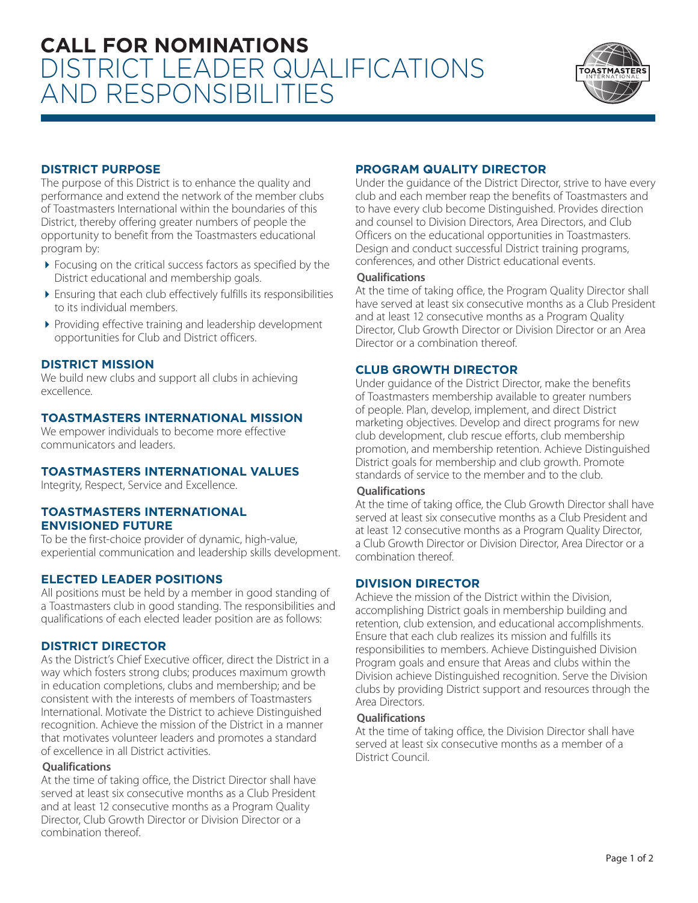# CALL FOR NOMINATIONS
# DISTRICT LEADER QUALIFICATIONS AND RESPONSIBILITIES

## DISTRICT PURPOSE

The purpose of this District is to enhance the quality and performance and extend the network of the member clubs of Toastmasters International within the boundaries of this District, thereby offering greater numbers of people the opportunity to benefit from the Toastmasters educational program by:

- Focusing on the critical success factors as specified by the District educational and membership goals.
- Ensuring that each club effectively fulfills its responsibilities to its individual members.
- Providing effective training and leadership development opportunities for Club and District officers.

## DISTRICT MISSION

We build new clubs and support all clubs in achieving excellence.

## TOASTMASTERS INTERNATIONAL MISSION

We empower individuals to become more effective communicators and leaders.

## TOASTMASTERS INTERNATIONAL VALUES

Integrity, Respect, Service and Excellence.

## TOASTMASTERS INTERNATIONAL ENVISIONED FUTURE

To be the first-choice provider of dynamic, high-value, experiential communication and leadership skills development.

## ELECTED LEADER POSITIONS

All positions must be held by a member in good standing of a Toastmasters club in good standing. The responsibilities and qualifications of each elected leader position are as follows:

## DISTRICT DIRECTOR

As the District's Chief Executive officer, direct the District in a way which fosters strong clubs; produces maximum growth in education completions, clubs and membership; and be consistent with the interests of members of Toastmasters International. Motivate the District to achieve Distinguished recognition. Achieve the mission of the District in a manner that motivates volunteer leaders and promotes a standard of excellence in all District activities.

### Qualifications

At the time of taking office, the District Director shall have served at least six consecutive months as a Club President and at least 12 consecutive months as a Program Quality Director, Club Growth Director or Division Director or a combination thereof.

## PROGRAM QUALITY DIRECTOR

Under the guidance of the District Director, strive to have every club and each member reap the benefits of Toastmasters and to have every club become Distinguished. Provides direction and counsel to Division Directors, Area Directors, and Club Officers on the educational opportunities in Toastmasters. Design and conduct successful District training programs, conferences, and other District educational events.

### Qualifications

At the time of taking office, the Program Quality Director shall have served at least six consecutive months as a Club President and at least 12 consecutive months as a Program Quality Director, Club Growth Director or Division Director or an Area Director or a combination thereof.

## CLUB GROWTH DIRECTOR

Under guidance of the District Director, make the benefits of Toastmasters membership available to greater numbers of people. Plan, develop, implement, and direct District marketing objectives. Develop and direct programs for new club development, club rescue efforts, club membership promotion, and membership retention. Achieve Distinguished District goals for membership and club growth. Promote standards of service to the member and to the club.

### Qualifications

At the time of taking office, the Club Growth Director shall have served at least six consecutive months as a Club President and at least 12 consecutive months as a Program Quality Director, a Club Growth Director or Division Director, Area Director or a combination thereof.

## DIVISION DIRECTOR

Achieve the mission of the District within the Division, accomplishing District goals in membership building and retention, club extension, and educational accomplishments. Ensure that each club realizes its mission and fulfills its responsibilities to members. Achieve Distinguished Division Program goals and ensure that Areas and clubs within the Division achieve Distinguished recognition. Serve the Division clubs by providing District support and resources through the Area Directors.

### Qualifications

At the time of taking office, the Division Director shall have served at least six consecutive months as a member of a District Council.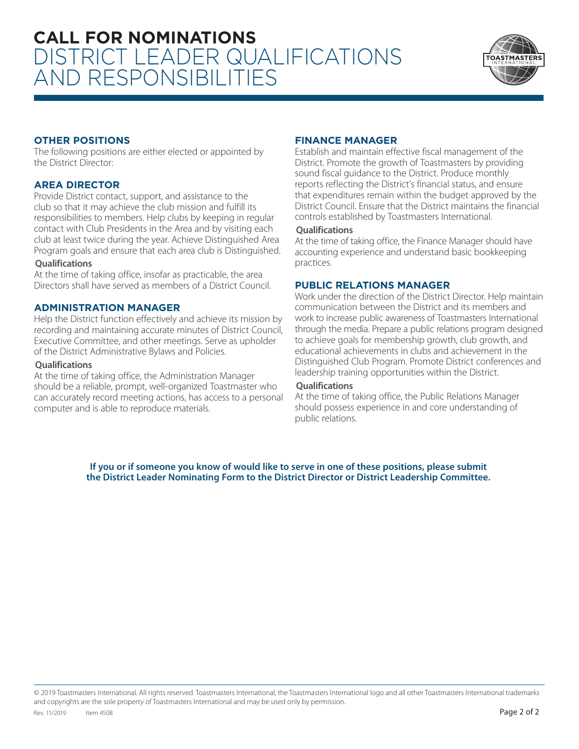# CALL FOR NOMINATIONS

# DISTRICT LEADER QUALIFICATIONS AND RESPONSIBILITIES

## OTHER POSITIONS

The following positions are either elected or appointed by the District Director:

## AREA DIRECTOR

Provide District contact, support, and assistance to the club so that it may achieve the club mission and fulfill its responsibilities to members. Help clubs by keeping in regular contact with Club Presidents in the Area and by visiting each club at least twice during the year. Achieve Distinguished Area Program goals and ensure that each area club is Distinguished.

**Qualifications**

At the time of taking office, insofar as practicable, the area Directors shall have served as members of a District Council.

## ADMINISTRATION MANAGER

Help the District function effectively and achieve its mission by recording and maintaining accurate minutes of District Council, Executive Committee, and other meetings. Serve as upholder of the District Administrative Bylaws and Policies.

**Qualifications**

At the time of taking office, the Administration Manager should be a reliable, prompt, well-organized Toastmaster who can accurately record meeting actions, has access to a personal computer and is able to reproduce materials.

## FINANCE MANAGER

Establish and maintain effective fiscal management of the District. Promote the growth of Toastmasters by providing sound fiscal guidance to the District. Produce monthly reports reflecting the District's financial status, and ensure that expenditures remain within the budget approved by the District Council. Ensure that the District maintains the financial controls established by Toastmasters International.

**Qualifications**

At the time of taking office, the Finance Manager should have accounting experience and understand basic bookkeeping practices.

## PUBLIC RELATIONS MANAGER

Work under the direction of the District Director. Help maintain communication between the District and its members and work to increase public awareness of Toastmasters International through the media. Prepare a public relations program designed to achieve goals for membership growth, club growth, and educational achievements in clubs and achievement in the Distinguished Club Program. Promote District conferences and leadership training opportunities within the District.

**Qualifications**

At the time of taking office, the Public Relations Manager should possess experience in and core understanding of public relations.

**If you or if someone you know of would like to serve in one of these positions, please submit the District Leader Nominating Form to the District Director or District Leadership Committee.**

© 2019 Toastmasters International. All rights reserved. Toastmasters International, the Toastmasters International logo and all other Toastmasters International trademarks and copyrights are the sole property of Toastmasters International and may be used only by permission.

Rev. 11/2019 Item 450B